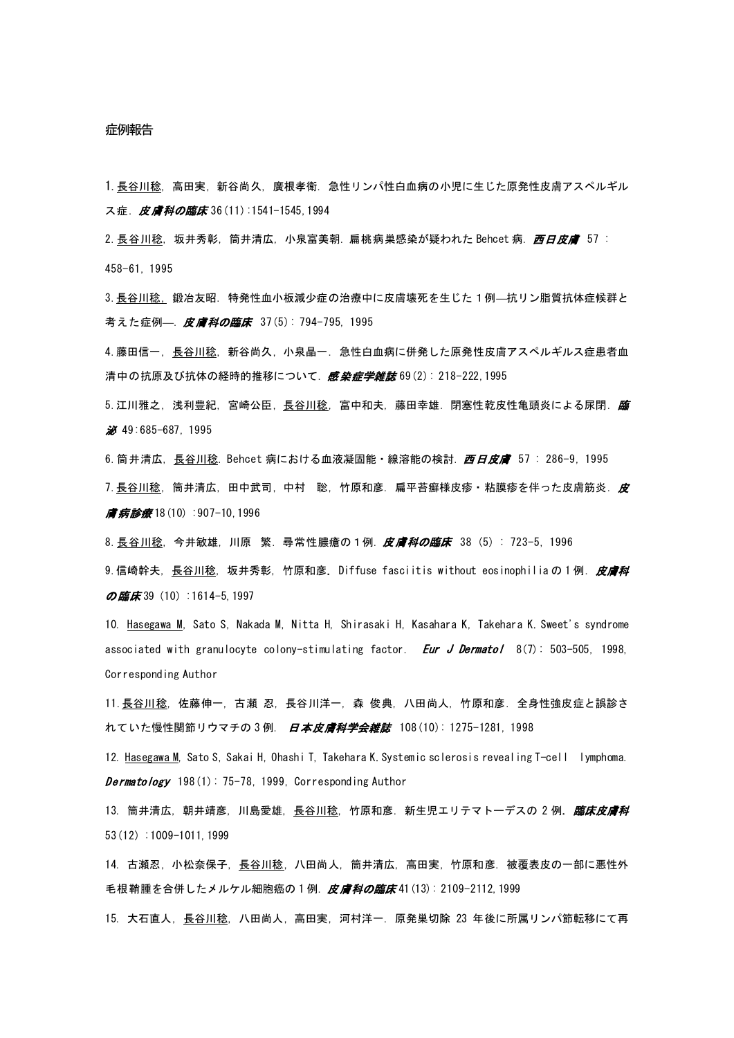症例報告

1. <u>長谷川稔</u>, 高田実, 新谷尚久, 廣根孝衛. 急性リンパ性白血病の小児に生じた原発性皮膚アスペルギルス症. ***皮膚科の臨床*** 36(11):1541-1545,1994

2. <u>長谷川稔</u>, 坂井秀彰, 筒井清広, 小泉富美朝. 扁桃病巣感染が疑われた Behcet 病. ***西日皮膚*** 57 : 458-61, 1995

3. <u>長谷川稔,</u> 鍛冶友昭. 特発性血小板減少症の治療中に皮膚壊死を生じた１例—抗リン脂質抗体症候群と考えた症例—. ***皮膚科の臨床*** 37(5): 794-795, 1995

4. 藤田信一, <u>長谷川稔</u>, 新谷尚久, 小泉晶一. 急性白血病に併発した原発性皮膚アスペルギルス症患者血清中の抗原及び抗体の経時的推移について. ***感染症学雑誌*** 69(2): 218-222,1995

5. 江川雅之, 浅利豊紀, 宮崎公臣, <u>長谷川稔</u>, 富中和夫, 藤田幸雄. 閉塞性乾皮性亀頭炎による尿閉. ***臨泌*** 49:685-687, 1995

6. 筒井清広, <u>長谷川稔</u>. Behcet 病における血液凝固能・線溶能の検討. ***西日皮膚*** 57 : 286-9, 1995

7. <u>長谷川稔</u>, 筒井清広, 田中武司, 中村 聡, 竹原和彦. 扁平苔癬様皮疹・粘膜疹を伴った皮膚筋炎. ***皮膚病診療*** 18(10) :907-10,1996

8. <u>長谷川稔</u>, 今井敏雄, 川原 繁. 尋常性膿瘡の１例. ***皮膚科の臨床*** 38 (5) : 723-5, 1996

9. 信崎幹夫, <u>長谷川稔</u>, 坂井秀彰, 竹原和彦. Diffuse fasciitis without eosinophilia の１例. ***皮膚科の臨床*** 39 (10) :1614-5,1997

10. <u>Hasegawa M</u>, Sato S, Nakada M, Nitta H, Shirasaki H, Kasahara K, Takehara K. Sweet's syndrome associated with granulocyte colony-stimulating factor. ***Eur J Dermatol*** 8(7): 503-505, 1998, Corresponding Author

11. <u>長谷川稔</u>, 佐藤伸一, 古瀬 忍, 長谷川洋一, 森 俊典, 八田尚人, 竹原和彦. 全身性強皮症と誤診されていた慢性関節リウマチの 3 例. ***日本皮膚科学会雑誌*** 108(10): 1275-1281, 1998

12. <u>Hasegawa M</u>, Sato S, Sakai H, Ohashi T, Takehara K. Systemic sclerosis revealing T-cell lymphoma. ***Dermatology*** 198(1): 75-78, 1999, Corresponding Author

13. 筒井清広, 朝井靖彦, 川島愛雄, <u>長谷川稔</u>, 竹原和彦. 新生児エリテマトーデスの 2 例. ***臨床皮膚科*** 53(12) :1009-1011,1999

14. 古瀬忍, 小松奈保子, <u>長谷川稔</u>, 八田尚人, 筒井清広, 高田実, 竹原和彦. 被覆表皮の一部に悪性外毛根鞘腫を合併したメルケル細胞癌の１例. ***皮膚科の臨床*** 41(13): 2109-2112,1999

15. 大石直人, <u>長谷川稔</u>, 八田尚人, 高田実, 河村洋一. 原発巣切除 23 年後に所属リンパ節転移にて再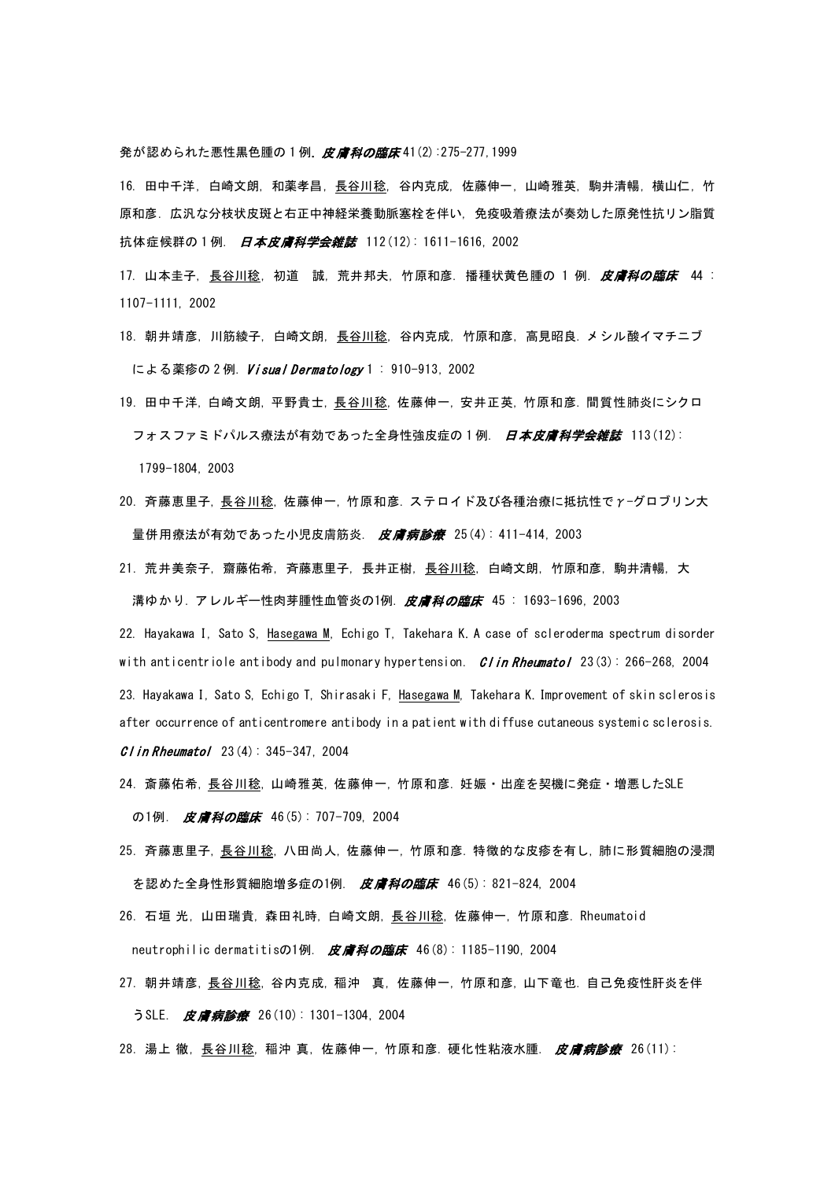発が認められた悪性黒色腫の 1 例. ***皮膚科の臨床*** 41(2):275-277,1999

16. 田中千洋, 白崎文朗, 和薬孝昌, <u>長谷川稔</u>, 谷内克成, 佐藤伸一, 山崎雅英, 駒井清暢, 横山仁, 竹原和彦. 広汎な分枝状皮斑と右正中神経栄養動脈塞栓を伴い, 免疫吸着療法が奏効した原発性抗リン脂質抗体症候群の 1 例. ***日本皮膚科学会雑誌*** 112(12): 1611-1616, 2002

17. 山本圭子, <u>長谷川稔</u>, 初道　誠, 荒井邦夫, 竹原和彦. 播種状黄色腫の 1 例. ***皮膚科の臨床*** 44 : 1107-1111, 2002

18. 朝井靖彦, 川筋綾子, 白崎文朗, <u>長谷川稔</u>, 谷内克成, 竹原和彦, 高見昭良. メシル酸イマチニブによる薬疹の 2 例. ***Visual Dermatology*** 1 : 910-913, 2002

19. 田中千洋, 白崎文朗, 平野貴士, <u>長谷川稔</u>, 佐藤伸一, 安井正英, 竹原和彦. 間質性肺炎にシクロフォスファミドパルス療法が有効であった全身性強皮症の 1 例. ***日本皮膚科学会雑誌*** 113(12): 1799-1804, 2003

20. 斉藤恵里子, <u>長谷川稔</u>, 佐藤伸一, 竹原和彦. ステロイド及び各種治療に抵抗性でγ-グロブリン大量併用療法が有効であった小児皮膚筋炎. ***皮膚病診療*** 25(4): 411-414, 2003

21. 荒井美奈子, 齋藤佑希, 斉藤恵里子, 長井正樹, <u>長谷川稔</u>, 白崎文朗, 竹原和彦, 駒井清暢, 大溝ゆかり. アレルギー性肉芽腫性血管炎の1例. ***皮膚科の臨床*** 45 : 1693-1696, 2003

22. Hayakawa I, Sato S, <u>Hasegawa M</u>, Echigo T, Takehara K. A case of scleroderma spectrum disorder with anticentriole antibody and pulmonary hypertension. ***Clin Rheumatol*** 23(3): 266-268, 2004

23. Hayakawa I, Sato S, Echigo T, Shirasaki F, <u>Hasegawa M</u>, Takehara K. Improvement of skin sclerosis after occurrence of anticentromere antibody in a patient with diffuse cutaneous systemic sclerosis. ***Clin Rheumatol*** 23(4): 345-347, 2004

24. 斎藤佑希, <u>長谷川稔</u>, 山崎雅英, 佐藤伸一, 竹原和彦. 妊娠・出産を契機に発症・増悪したSLEの1例. ***皮膚科の臨床*** 46(5): 707-709, 2004

25. 斉藤恵里子, <u>長谷川稔</u>, 八田尚人, 佐藤伸一, 竹原和彦. 特徴的な皮疹を有し, 肺に形質細胞の浸潤を認めた全身性形質細胞増多症の1例. ***皮膚科の臨床*** 46(5): 821-824, 2004

26. 石垣 光, 山田瑞貴, 森田礼時, 白崎文朗, <u>長谷川稔</u>, 佐藤伸一, 竹原和彦. Rheumatoid neutrophilic dermatitisの1例. ***皮膚科の臨床*** 46(8): 1185-1190, 2004

27. 朝井靖彦, <u>長谷川稔</u>, 谷内克成, 稲沖　真, 佐藤伸一, 竹原和彦, 山下竜也. 自己免疫性肝炎を伴うSLE. ***皮膚病診療*** 26(10): 1301-1304, 2004

28. 湯上 徹, <u>長谷川稔</u>, 稲沖 真, 佐藤伸一, 竹原和彦. 硬化性粘液水腫. ***皮膚病診療*** 26(11):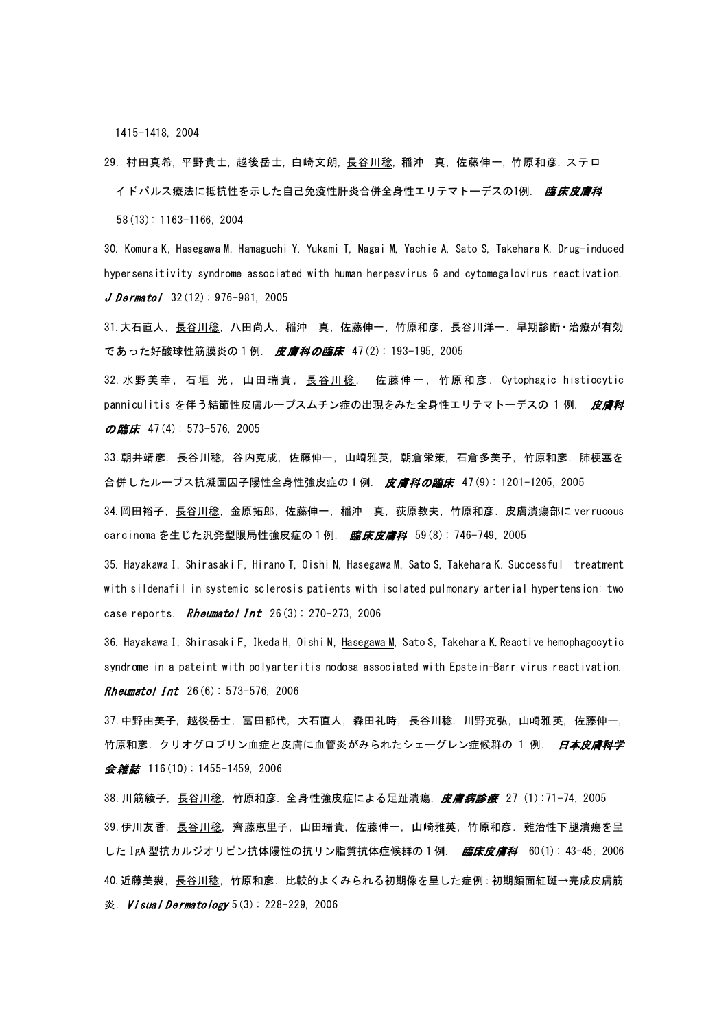1415-1418, 2004

29. 村田真希, 平野貴士, 越後岳士, 白崎文朗, 長谷川稔, 稲沖　真, 佐藤伸一, 竹原和彦. ステロイドパルス療法に抵抗性を示した自己免疫性肝炎合併全身性エリテマトーデスの1例. ***臨床皮膚科*** 58(13): 1163-1166, 2004

30. Komura K, Hasegawa M, Hamaguchi Y, Yukami T, Nagai M, Yachie A, Sato S, Takehara K. Drug-induced hypersensitivity syndrome associated with human herpesvirus 6 and cytomegalovirus reactivation. ***J Dermatol*** 32(12): 976-981, 2005

31. 大石直人, 長谷川稔, 八田尚人, 稲沖　真, 佐藤伸一, 竹原和彦, 長谷川洋一. 早期診断・治療が有効であった好酸球性筋膜炎の１例. ***皮膚科の臨床*** 47(2): 193-195, 2005

32. 水野美幸, 石垣　光, 山田瑞貴, 長谷川稔, 佐藤伸一, 竹原和彦. Cytophagic histiocytic panniculitis を伴う結節性皮膚ループスムチン症の出現をみた全身性エリテマトーデスの１例. ***皮膚科の臨床*** 47(4): 573-576, 2005

33. 朝井靖彦, 長谷川稔, 谷内克成, 佐藤伸一, 山崎雅英, 朝倉栄策, 石倉多美子, 竹原和彦. 肺梗塞を合併したループス抗凝固因子陽性全身性強皮症の１例. ***皮膚科の臨床*** 47(9): 1201-1205, 2005

34. 岡田裕子, 長谷川稔, 金原拓郎, 佐藤伸一, 稲沖　真, 荻原教夫, 竹原和彦. 皮膚潰瘍部に verrucous carcinoma を生じた汎発型限局性強皮症の１例. ***臨床皮膚科*** 59(8): 746-749, 2005

35. Hayakawa I, Shirasaki F, Hirano T, Oishi N, Hasegawa M, Sato S, Takehara K. Successful treatment with sildenafil in systemic sclerosis patients with isolated pulmonary arterial hypertension: two case reports. ***Rheumatol Int*** 26(3): 270-273, 2006

36. Hayakawa I, Shirasaki F, Ikeda H, Oishi N, Hasegawa M, Sato S, Takehara K. Reactive hemophagocytic syndrome in a pateint with polyarteritis nodosa associated with Epstein-Barr virus reactivation. ***Rheumatol Int*** 26(6): 573-576, 2006

37. 中野由美子, 越後岳士, 冨田郁代, 大石直人, 森田礼時, 長谷川稔, 川野充弘, 山崎雅英, 佐藤伸一, 竹原和彦. クリオグロブリン血症と皮膚に血管炎がみられたシェーグレン症候群の１例. ***日本皮膚科学会雑誌*** 116(10): 1455-1459, 2006

38. 川筋綾子, 長谷川稔, 竹原和彦. 全身性強皮症による足趾潰瘍, ***皮膚病診療*** 27 (1):71-74, 2005

39. 伊川友香, 長谷川稔, 齊藤恵里子, 山田瑞貴, 佐藤伸一, 山崎雅英, 竹原和彦. 難治性下腿潰瘍を呈した IgA 型抗カルジオリピン抗体陽性の抗リン脂質抗体症候群の１例. ***臨床皮膚科*** 60(1): 43-45, 2006

40. 近藤美幾, 長谷川稔, 竹原和彦. 比較的よくみられる初期像を呈した症例：初期顔面紅斑→完成皮膚筋炎. ***Visual Dermatology*** 5(3): 228-229, 2006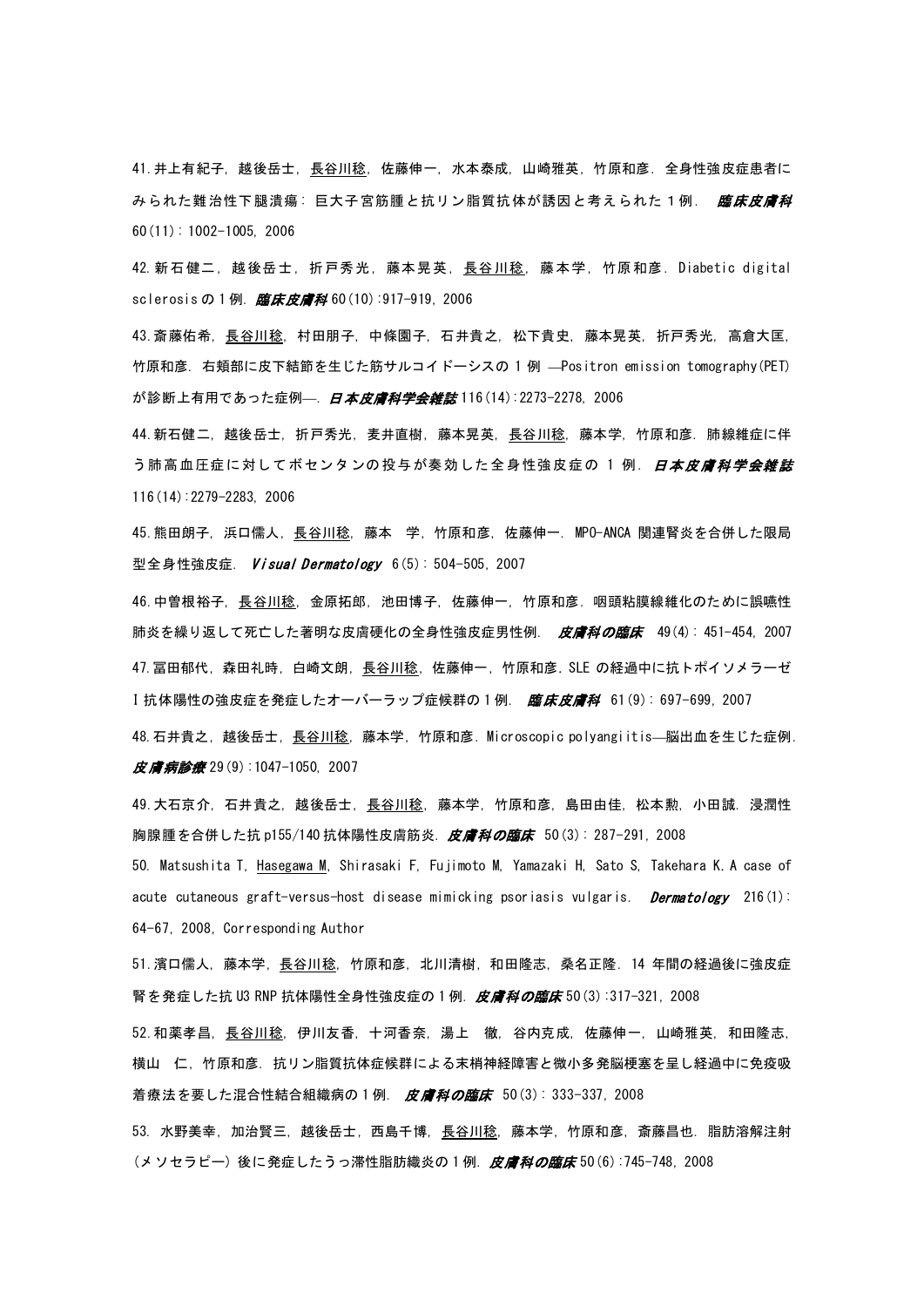41.井上有紀子，越後岳士，<u>長谷川稔</u>，佐藤伸一，水本泰成，山崎雅英，竹原和彦．全身性強皮症患者にみられた難治性下腿潰瘍：巨大子宮筋腫と抗リン脂質抗体が誘因と考えられた１例． ***臨床皮膚科*** 60(11)：1002-1005, 2006

42.新石健二，越後岳士，折戸秀光，藤本晃英，<u>長谷川稔</u>，藤本学，竹原和彦．Diabetic digital sclerosis の１例．***臨床皮膚科*** 60(10):917-919, 2006

43.斎藤佑希，<u>長谷川稔</u>，村田朋子，中條園子，石井貴之，松下貴史，藤本晃英，折戸秀光，高倉大匡，竹原和彦．右頬部に皮下結節を生じた筋サルコイドーシスの 1 例 —Positron emission tomography(PET)が診断上有用であった症例—．***日本皮膚科学会雑誌*** 116(14):2273-2278, 2006

44.新石健二，越後岳士，折戸秀光，麦井直樹，藤本晃英，<u>長谷川稔</u>，藤本学，竹原和彦．肺線維症に伴う肺高血圧症に対してボセンタンの投与が奏効した全身性強皮症の 1 例．***日本皮膚科学会雑誌*** 116(14):2279-2283, 2006

45.熊田朗子，浜口儒人，<u>長谷川稔</u>，藤本　学，竹原和彦，佐藤伸一．MPO-ANCA 関連腎炎を合併した限局型全身性強皮症． ***Visual Dermatology*** 6(5)：504-505, 2007

46.中曽根裕子，<u>長谷川稔</u>，金原拓郎，池田博子，佐藤伸一，竹原和彦．咽頭粘膜線維化のために誤嚥性肺炎を繰り返して死亡した著明な皮膚硬化の全身性強皮症男性例． ***皮膚科の臨床*** 49(4)：451-454, 2007

47.冨田郁代，森田礼時，白崎文朗，<u>長谷川稔</u>，佐藤伸一，竹原和彦．SLE の経過中に抗トポイソメラーゼ I 抗体陽性の強皮症を発症したオーバーラップ症候群の１例． ***臨床皮膚科*** 61(9)：697-699, 2007

48.石井貴之，越後岳士，<u>長谷川稔</u>，藤本学，竹原和彦．Microscopic polyangiitis—脳出血を生じた症例．***皮膚病診療*** 29(9):1047-1050, 2007

49.大石京介，石井貴之，越後岳士，<u>長谷川稔</u>，藤本学，竹原和彦，島田由佳，松本勲，小田誠．浸潤性胸腺腫を合併した抗 p155/140 抗体陽性皮膚筋炎．***皮膚科の臨床*** 50(3)：287-291, 2008

50. Matsushita T, <u>Hasegawa M</u>, Shirasaki F, Fujimoto M, Yamazaki H, Sato S, Takehara K. A case of acute cutaneous graft-versus-host disease mimicking psoriasis vulgaris. ***Dermatology*** 216(1): 64-67, 2008, Corresponding Author

51.濱口儒人，藤本学，<u>長谷川稔</u>，竹原和彦，北川清樹，和田隆志，桑名正隆．14 年間の経過後に強皮症腎を発症した抗 U3 RNP 抗体陽性全身性強皮症の１例．***皮膚科の臨床*** 50(3):317-321, 2008

52.和薬孝昌，<u>長谷川稔</u>，伊川友香，十河香奈，湯上　徹，谷内克成，佐藤伸一，山崎雅英，和田隆志，横山　仁，竹原和彦．抗リン脂質抗体症候群による末梢神経障害と微小多発脳梗塞を呈し経過中に免疫吸着療法を要した混合性結合組織病の１例． ***皮膚科の臨床*** 50(3)：333-337, 2008

53. 水野美幸，加治賢三，越後岳士，西島千博，<u>長谷川稔</u>，藤本学，竹原和彦，斎藤昌也．脂肪溶解注射(メソセラピー) 後に発症したうっ滞性脂肪織炎の１例．***皮膚科の臨床*** 50(6):745-748, 2008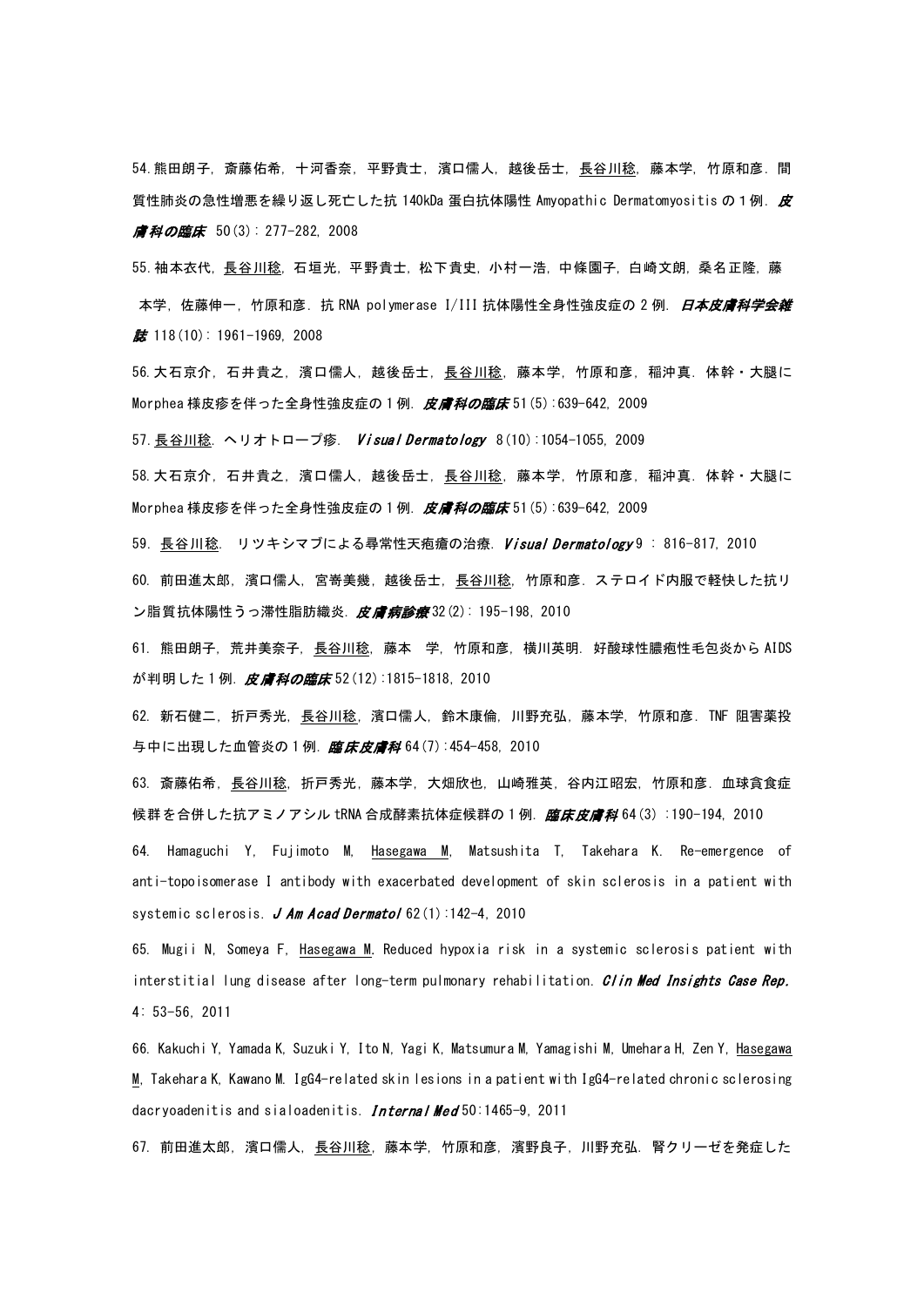54. 熊田朗子，斎藤佑希，十河香奈，平野貴士，濱口儒人，越後岳士，長谷川稔，藤本学，竹原和彦．間質性肺炎の急性増悪を繰り返し死亡した抗 140kDa 蛋白抗体陽性 Amyopathic Dermatomyositis の１例．*皮膚科の臨床* 50(3): 277-282, 2008

55. 袖本衣代，長谷川稔，石垣光，平野貴士，松下貴史，小村一浩，中條園子，白崎文朗，桑名正隆，藤本学，佐藤伸一，竹原和彦．抗 RNA polymerase I/III 抗体陽性全身性強皮症の 2 例．*日本皮膚科学会雑誌* 118(10): 1961-1969, 2008

56. 大石京介，石井貴之，濱口儒人，越後岳士，長谷川稔，藤本学，竹原和彦，稲沖真．体幹・大腿に Morphea 様皮疹を伴った全身性強皮症の 1 例．*皮膚科の臨床* 51(5):639-642, 2009

57. 長谷川稔．ヘリオトロープ疹．*Visual Dermatology* 8(10):1054-1055, 2009

58. 大石京介，石井貴之，濱口儒人，越後岳士，長谷川稔，藤本学，竹原和彦，稲沖真．体幹・大腿に Morphea 様皮疹を伴った全身性強皮症の 1 例．*皮膚科の臨床* 51(5):639-642, 2009

59. 長谷川稔．リツキシマブによる尋常性天疱瘡の治療．*Visual Dermatology* 9 : 816-817, 2010

60. 前田進太郎，濱口儒人，宮嵜美幾，越後岳士，長谷川稔，竹原和彦．ステロイド内服で軽快した抗リン脂質抗体陽性うっ滞性脂肪織炎．*皮膚病診療* 32(2): 195-198, 2010

61. 熊田朗子，荒井美奈子，長谷川稔，藤本 学，竹原和彦，横川英明．好酸球性膿疱性毛包炎から AIDS が判明した 1 例．*皮膚科の臨床* 52(12):1815-1818, 2010

62. 新石健二，折戸秀光，長谷川稔，濱口儒人，鈴木康倫，川野充弘，藤本学，竹原和彦．TNF 阻害薬投与中に出現した血管炎の 1 例．*臨床皮膚科* 64(7):454-458, 2010

63. 斎藤佑希，長谷川稔，折戸秀光，藤本学，大畑欣也，山崎雅英，谷内江昭宏，竹原和彦．血球貪食症候群を合併した抗アミノアシル tRNA 合成酵素抗体症候群の 1 例．*臨床皮膚科* 64(3) :190-194, 2010

64. Hamaguchi Y, Fujimoto M, Hasegawa M, Matsushita T, Takehara K. Re-emergence of anti-topoisomerase I antibody with exacerbated development of skin sclerosis in a patient with systemic sclerosis. *J Am Acad Dermatol* 62(1):142-4, 2010

65. Mugii N, Someya F, Hasegawa M. Reduced hypoxia risk in a systemic sclerosis patient with interstitial lung disease after long-term pulmonary rehabilitation. *Clin Med Insights Case Rep.* 4: 53-56, 2011

66. Kakuchi Y, Yamada K, Suzuki Y, Ito N, Yagi K, Matsumura M, Yamagishi M, Umehara H, Zen Y, Hasegawa M, Takehara K, Kawano M. IgG4-related skin lesions in a patient with IgG4-related chronic sclerosing dacryoadenitis and sialoadenitis. *Internal Med* 50:1465-9, 2011

67. 前田進太郎，濱口儒人，長谷川稔，藤本学，竹原和彦，濱野良子，川野充弘．腎クリーゼを発症した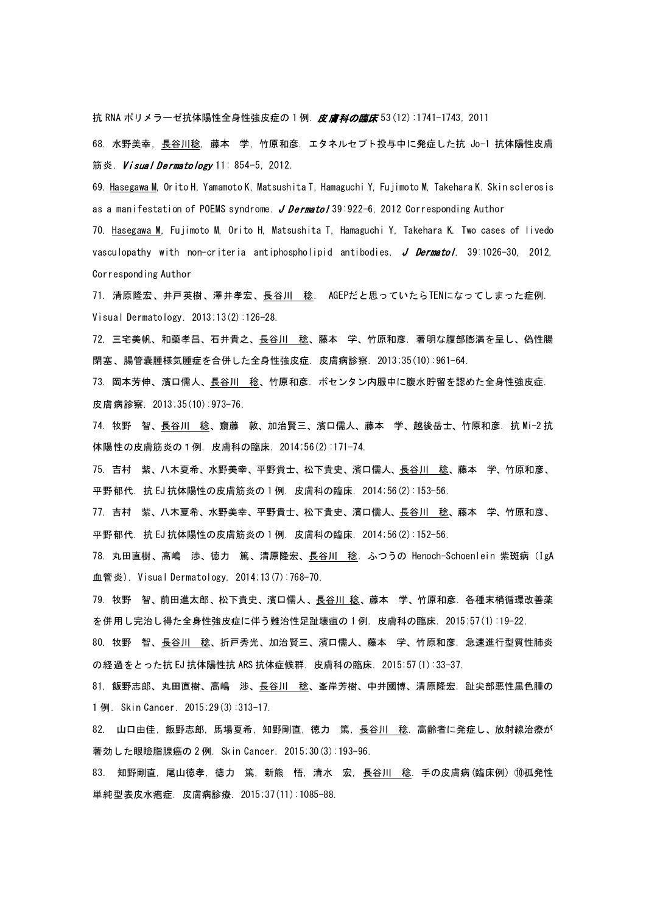抗 RNA ポリメラーゼ抗体陽性全身性強皮症の 1 例. *皮膚科の臨床* 53(12):1741-1743, 2011

68. 水野美幸, 長谷川稔, 藤本　学, 竹原和彦. エタネルセプト投与中に発症した抗 Jo-1 抗体陽性皮膚筋炎. *Visual Dermatology* 11: 854-5, 2012.

69. Hasegawa M, Orito H, Yamamoto K, Matsushita T, Hamaguchi Y, Fujimoto M, Takehara K. Skin sclerosis as a manifestation of POEMS syndrome. *J Dermatol* 39:922-6, 2012 Corresponding Author

70. Hasegawa M, Fujimoto M, Orito H, Matsushita T, Hamaguchi Y, Takehara K. Two cases of livedo vasculopathy with non-criteria antiphospholipid antibodies. *J Dermatol*. 39:1026-30, 2012, Corresponding Author

71. 清原隆宏、井戸英樹、澤井孝宏、長谷川　稔. AGEPだと思っていたらTENになってしまった症例. Visual Dermatology. 2013;13(2):126-28.

72. 三宅美帆、和薬孝昌、石井貴之、長谷川　稔、藤本　学、竹原和彦. 著明な腹部膨満を呈し、偽性腸閉塞、腸管嚢腫様気腫症を合併した全身性強皮症. 皮膚病診察. 2013;35(10):961-64.

73. 岡本芳伸、濱口儒人、長谷川　稔、竹原和彦. ボセンタン内服中に腹水貯留を認めた全身性強皮症. 皮膚病診察. 2013;35(10):973-76.

74. 牧野　智、長谷川　稔、齋藤　敦、加治賢三、濱口儒人、藤本　学、越後岳士、竹原和彦. 抗 Mi-2 抗体陽性の皮膚筋炎の 1 例. 皮膚科の臨床. 2014:56(2):171-74.

75. 吉村　紫、八木夏希、水野美幸、平野貴士、松下貴史、濱口儒人、長谷川　稔、藤本　学、竹原和彦、平野郁代. 抗 EJ 抗体陽性の皮膚筋炎の 1 例. 皮膚科の臨床. 2014:56(2):153-56.

77. 吉村　紫、八木夏希、水野美幸、平野貴士、松下貴史、濱口儒人、長谷川　稔、藤本　学、竹原和彦、平野郁代. 抗 EJ 抗体陽性の皮膚筋炎の 1 例. 皮膚科の臨床. 2014:56(2):152-56.

78. 丸田直樹、高嶋　渉、徳力　篤、清原隆宏、長谷川　稔. ふつうの Henoch-Schoenlein 紫斑病 (IgA 血管炎). Visual Dermatology. 2014:13(7):768-70.

79. 牧野　智、前田進太郎、松下貴史、濱口儒人、長谷川 稔、藤本　学、竹原和彦. 各種末梢循環改善薬を併用し完治し得た全身性強皮症に伴う難治性足趾壊疽の 1 例. 皮膚科の臨床. 2015;57(1):19-22.

80. 牧野　智、長谷川　稔、折戸秀光、加治賢三、濱口儒人、藤本　学、竹原和彦. 急速進行型間質性肺炎の経過をとった抗 EJ 抗体陽性抗 ARS 抗体症候群. 皮膚科の臨床. 2015;57(1):33-37.

81. 飯野志郎、丸田直樹、高嶋　渉、長谷川　稔、峯岸芳樹、中井國博、清原隆宏. 趾尖部悪性黒色腫の 1 例. Skin Cancer. 2015;29(3):313-17.

82. 山口由佳, 飯野志郎, 馬場夏希, 知野剛直, 徳力　篤, 長谷川　稔. 高齢者に発症し、放射線治療が著効した眼瞼脂腺癌の 2 例. Skin Cancer. 2015;30(3):193-96.

83. 知野剛直, 尾山徳孝, 徳力　篤, 新熊　悟, 清水　宏, 長谷川　稔. 手の皮膚病(臨床例) ⑩孤発性単純型表皮水疱症. 皮膚病診療. 2015;37(11):1085-88.